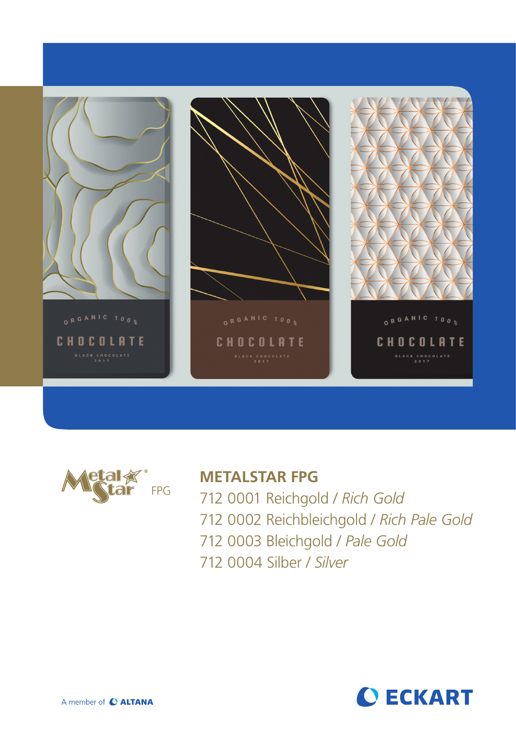## METALSTAR FPG

712 0001 Reichgold / *Rich Gold*
712 0002 Reichbleichgold / *Rich Pale Gold*
712 0003 Bleichgold / *Pale Gold*
712 0004 Silber / *Silver*

A member of ALTANA

ECKART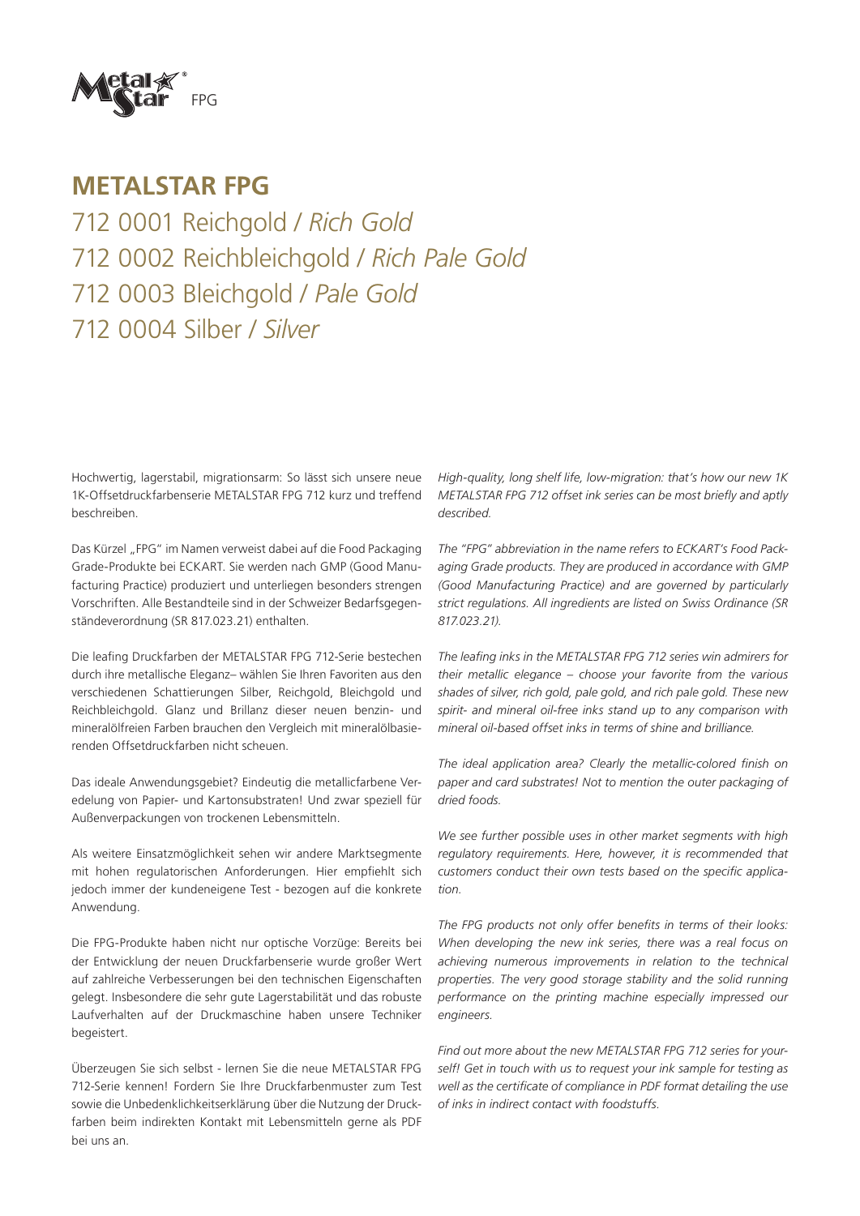MetalStar® FPG

# METALSTAR FPG

712 0001 Reichgold / *Rich Gold*
712 0002 Reichbleichgold / *Rich Pale Gold*
712 0003 Bleichgold / *Pale Gold*
712 0004 Silber / *Silver*

Hochwertig, lagerstabil, migrationsarm: So lässt sich unsere neue 1K-Offsetdruckfarbenserie METALSTAR FPG 712 kurz und treffend beschreiben.

Das Kürzel „FPG" im Namen verweist dabei auf die Food Packaging Grade-Produkte bei ECKART. Sie werden nach GMP (Good Manufacturing Practice) produziert und unterliegen besonders strengen Vorschriften. Alle Bestandteile sind in der Schweizer Bedarfsgegenständeverordnung (SR 817.023.21) enthalten.

Die leafing Druckfarben der METALSTAR FPG 712-Serie bestechen durch ihre metallische Eleganz– wählen Sie Ihren Favoriten aus den verschiedenen Schattierungen Silber, Reichgold, Bleichgold und Reichbleichgold. Glanz und Brillanz dieser neuen benzin- und mineralölfreien Farben brauchen den Vergleich mit mineralölbasierenden Offsetdruckfarben nicht scheuen.

Das ideale Anwendungsgebiet? Eindeutig die metallicfarbene Veredelung von Papier- und Kartonsubstraten! Und zwar speziell für Außenverpackungen von trockenen Lebensmitteln.

Als weitere Einsatzmöglichkeit sehen wir andere Marktsegmente mit hohen regulatorischen Anforderungen. Hier empfiehlt sich jedoch immer der kundeneigene Test - bezogen auf die konkrete Anwendung.

Die FPG-Produkte haben nicht nur optische Vorzüge: Bereits bei der Entwicklung der neuen Druckfarbenserie wurde großer Wert auf zahlreiche Verbesserungen bei den technischen Eigenschaften gelegt. Insbesondere die sehr gute Lagerstabilität und das robuste Laufverhalten auf der Druckmaschine haben unsere Techniker begeistert.

Überzeugen Sie sich selbst - lernen Sie die neue METALSTAR FPG 712-Serie kennen! Fordern Sie Ihre Druckfarbenmuster zum Test sowie die Unbedenklichkeitserklärung über die Nutzung der Druckfarben beim indirekten Kontakt mit Lebensmitteln gerne als PDF bei uns an.

*High-quality, long shelf life, low-migration: that's how our new 1K METALSTAR FPG 712 offset ink series can be most briefly and aptly described.*

*The "FPG" abbreviation in the name refers to ECKART's Food Packaging Grade products. They are produced in accordance with GMP (Good Manufacturing Practice) and are governed by particularly strict regulations. All ingredients are listed on Swiss Ordinance (SR 817.023.21).*

*The leafing inks in the METALSTAR FPG 712 series win admirers for their metallic elegance – choose your favorite from the various shades of silver, rich gold, pale gold, and rich pale gold. These new spirit- and mineral oil-free inks stand up to any comparison with mineral oil-based offset inks in terms of shine and brilliance.*

*The ideal application area? Clearly the metallic-colored finish on paper and card substrates! Not to mention the outer packaging of dried foods.*

*We see further possible uses in other market segments with high regulatory requirements. Here, however, it is recommended that customers conduct their own tests based on the specific application.*

*The FPG products not only offer benefits in terms of their looks: When developing the new ink series, there was a real focus on achieving numerous improvements in relation to the technical properties. The very good storage stability and the solid running performance on the printing machine especially impressed our engineers.*

*Find out more about the new METALSTAR FPG 712 series for yourself! Get in touch with us to request your ink sample for testing as well as the certificate of compliance in PDF format detailing the use of inks in indirect contact with foodstuffs.*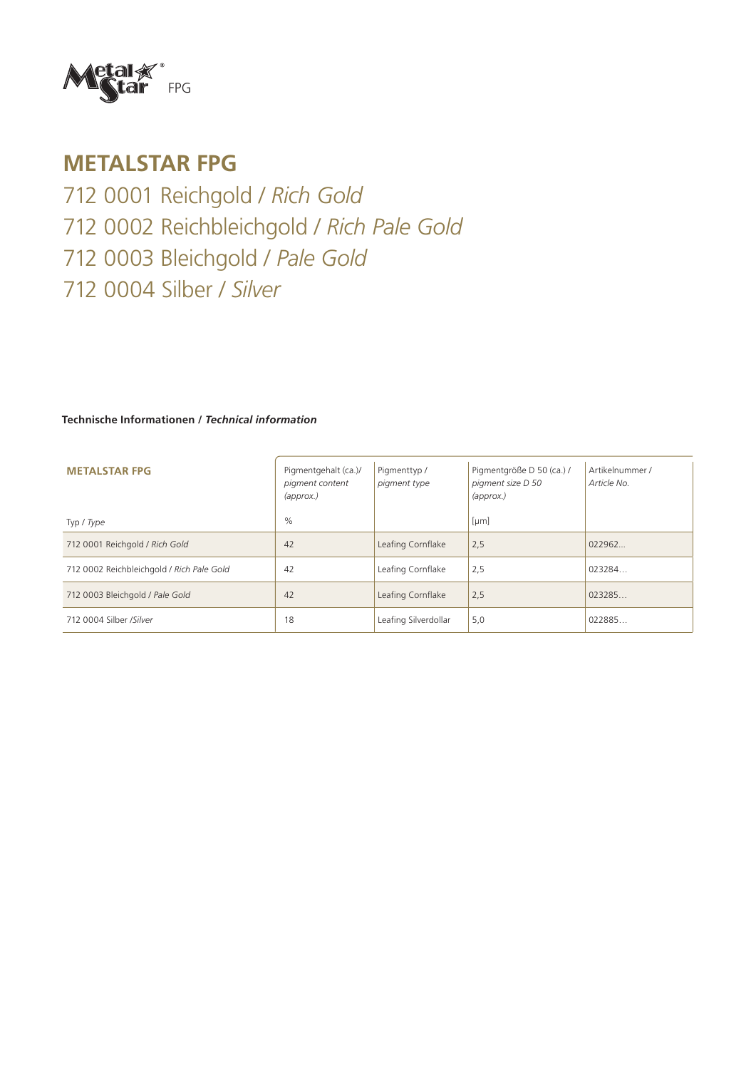MetalStar® FPG

# METALSTAR FPG

712 0001 Reichgold / *Rich Gold*
712 0002 Reichbleichgold / *Rich Pale Gold*
712 0003 Bleichgold / *Pale Gold*
712 0004 Silber / *Silver*

**Technische Informationen / *Technical information***

| METALSTAR FPG | Pigmentgehalt (ca.)/ *pigment content (approx.)* | Pigmenttyp / *pigment type* | Pigmentgröße D 50 (ca.) / *pigment size D 50 (approx.)* | Artikelnummer / *Article No.* |
|---|---|---|---|---|
| Typ / *Type* | % | | [µm] | |
| 712 0001 Reichgold / *Rich Gold* | 42 | Leafing Cornflake | 2,5 | 022962… |
| 712 0002 Reichbleichgold / *Rich Pale Gold* | 42 | Leafing Cornflake | 2,5 | 023284… |
| 712 0003 Bleichgold / *Pale Gold* | 42 | Leafing Cornflake | 2,5 | 023285… |
| 712 0004 Silber /*Silver* | 18 | Leafing Silverdollar | 5,0 | 022885… |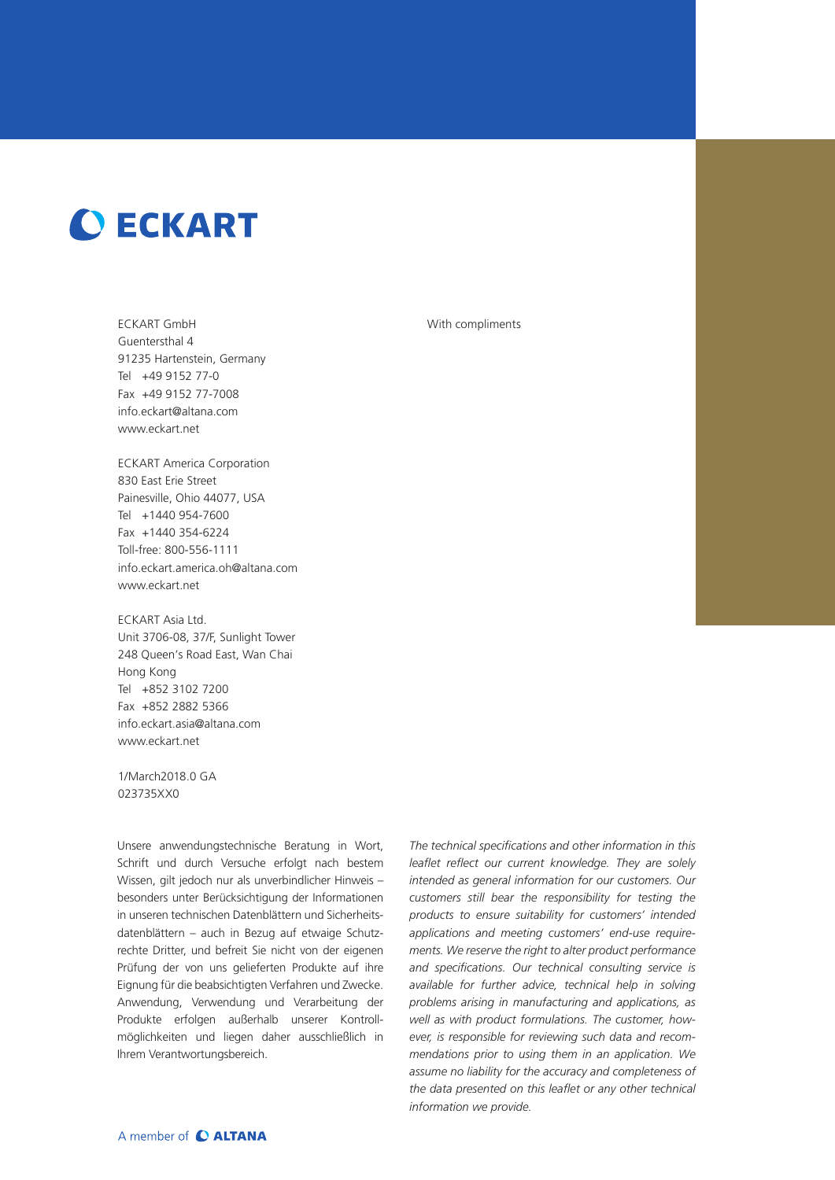# ECKART

ECKART GmbH
Guentersthal 4
91235 Hartenstein, Germany
Tel +49 9152 77-0
Fax +49 9152 77-7008
info.eckart@altana.com
www.eckart.net

ECKART America Corporation
830 East Erie Street
Painesville, Ohio 44077, USA
Tel +1440 954-7600
Fax +1440 354-6224
Toll-free: 800-556-1111
info.eckart.america.oh@altana.com
www.eckart.net

ECKART Asia Ltd.
Unit 3706-08, 37/F, Sunlight Tower
248 Queen's Road East, Wan Chai
Hong Kong
Tel +852 3102 7200
Fax +852 2882 5366
info.eckart.asia@altana.com
www.eckart.net

1/March2018.0 GA
023735XX0

With compliments

Unsere anwendungstechnische Beratung in Wort, Schrift und durch Versuche erfolgt nach bestem Wissen, gilt jedoch nur als unverbindlicher Hinweis – besonders unter Berücksichtigung der Informationen in unseren technischen Datenblättern und Sicherheitsdatenblättern – auch in Bezug auf etwaige Schutzrechte Dritter, und befreit Sie nicht von der eigenen Prüfung der von uns gelieferten Produkte auf ihre Eignung für die beabsichtigten Verfahren und Zwecke. Anwendung, Verwendung und Verarbeitung der Produkte erfolgen außerhalb unserer Kontrollmöglichkeiten und liegen daher ausschließlich in Ihrem Verantwortungsbereich.

*The technical specifications and other information in this leaflet reflect our current knowledge. They are solely intended as general information for our customers. Our customers still bear the responsibility for testing the products to ensure suitability for customers' intended applications and meeting customers' end-use requirements. We reserve the right to alter product performance and specifications. Our technical consulting service is available for further advice, technical help in solving problems arising in manufacturing and applications, as well as with product formulations. The customer, however, is responsible for reviewing such data and recommendations prior to using them in an application. We assume no liability for the accuracy and completeness of the data presented on this leaflet or any other technical information we provide.*

A member of ALTANA